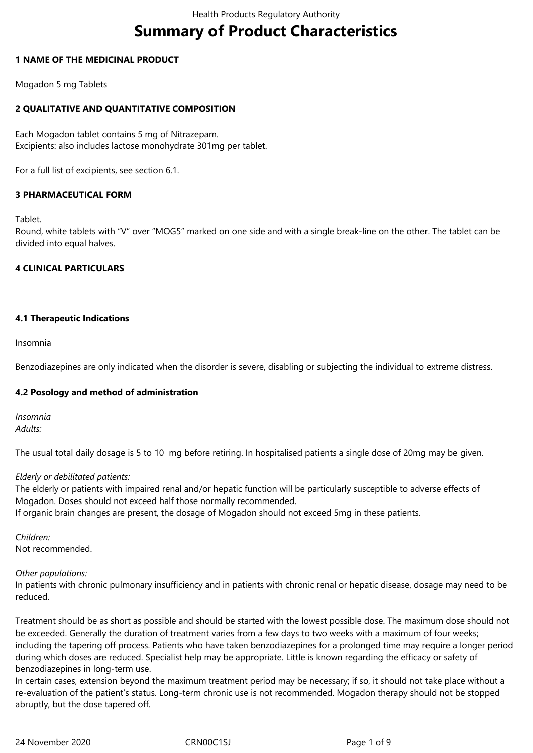# Summary of Product Characteristics

## 1 NAME OF THE MEDICINAL PRODUCT

Mogadon 5 mg Tablets

## 2 QUALITATIVE AND QUANTITATIVE COMPOSITION

Each Mogadon tablet contains 5 mg of Nitrazepam.
Excipients: also includes lactose monohydrate 301mg per tablet.

For a full list of excipients, see section 6.1.

## 3 PHARMACEUTICAL FORM

Tablet.
Round, white tablets with "V" over "MOG5" marked on one side and with a single break-line on the other. The tablet can be divided into equal halves.

## 4 CLINICAL PARTICULARS

### 4.1 Therapeutic Indications

Insomnia

Benzodiazepines are only indicated when the disorder is severe, disabling or subjecting the individual to extreme distress.

### 4.2 Posology and method of administration

*Insomnia*
*Adults:*

The usual total daily dosage is 5 to 10 mg before retiring. In hospitalised patients a single dose of 20mg may be given.

*Elderly or debilitated patients:*
The elderly or patients with impaired renal and/or hepatic function will be particularly susceptible to adverse effects of Mogadon. Doses should not exceed half those normally recommended.
If organic brain changes are present, the dosage of Mogadon should not exceed 5mg in these patients.

*Children:*
Not recommended.

*Other populations:*
In patients with chronic pulmonary insufficiency and in patients with chronic renal or hepatic disease, dosage may need to be reduced.

Treatment should be as short as possible and should be started with the lowest possible dose. The maximum dose should not be exceeded. Generally the duration of treatment varies from a few days to two weeks with a maximum of four weeks; including the tapering off process. Patients who have taken benzodiazepines for a prolonged time may require a longer period during which doses are reduced. Specialist help may be appropriate. Little is known regarding the efficacy or safety of benzodiazepines in long-term use.
In certain cases, extension beyond the maximum treatment period may be necessary; if so, it should not take place without a re-evaluation of the patient's status. Long-term chronic use is not recommended. Mogadon therapy should not be stopped abruptly, but the dose tapered off.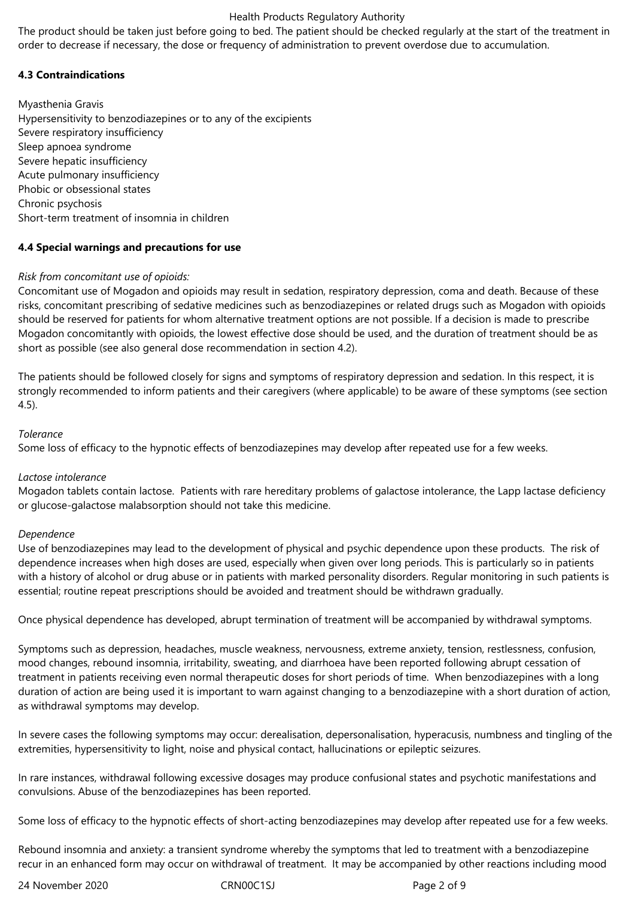The product should be taken just before going to bed. The patient should be checked regularly at the start of the treatment in order to decrease if necessary, the dose or frequency of administration to prevent overdose due to accumulation.

**4.3 Contraindications**

Myasthenia Gravis
Hypersensitivity to benzodiazepines or to any of the excipients
Severe respiratory insufficiency
Sleep apnoea syndrome
Severe hepatic insufficiency
Acute pulmonary insufficiency
Phobic or obsessional states
Chronic psychosis
Short-term treatment of insomnia in children

**4.4 Special warnings and precautions for use**

*Risk from concomitant use of opioids:*
Concomitant use of Mogadon and opioids may result in sedation, respiratory depression, coma and death. Because of these risks, concomitant prescribing of sedative medicines such as benzodiazepines or related drugs such as Mogadon with opioids should be reserved for patients for whom alternative treatment options are not possible. If a decision is made to prescribe Mogadon concomitantly with opioids, the lowest effective dose should be used, and the duration of treatment should be as short as possible (see also general dose recommendation in section 4.2).

The patients should be followed closely for signs and symptoms of respiratory depression and sedation. In this respect, it is strongly recommended to inform patients and their caregivers (where applicable) to be aware of these symptoms (see section 4.5).

*Tolerance*
Some loss of efficacy to the hypnotic effects of benzodiazepines may develop after repeated use for a few weeks.

*Lactose intolerance*
Mogadon tablets contain lactose. Patients with rare hereditary problems of galactose intolerance, the Lapp lactase deficiency or glucose-galactose malabsorption should not take this medicine.

*Dependence*
Use of benzodiazepines may lead to the development of physical and psychic dependence upon these products. The risk of dependence increases when high doses are used, especially when given over long periods. This is particularly so in patients with a history of alcohol or drug abuse or in patients with marked personality disorders. Regular monitoring in such patients is essential; routine repeat prescriptions should be avoided and treatment should be withdrawn gradually.

Once physical dependence has developed, abrupt termination of treatment will be accompanied by withdrawal symptoms.

Symptoms such as depression, headaches, muscle weakness, nervousness, extreme anxiety, tension, restlessness, confusion, mood changes, rebound insomnia, irritability, sweating, and diarrhoea have been reported following abrupt cessation of treatment in patients receiving even normal therapeutic doses for short periods of time. When benzodiazepines with a long duration of action are being used it is important to warn against changing to a benzodiazepine with a short duration of action, as withdrawal symptoms may develop.

In severe cases the following symptoms may occur: derealisation, depersonalisation, hyperacusis, numbness and tingling of the extremities, hypersensitivity to light, noise and physical contact, hallucinations or epileptic seizures.

In rare instances, withdrawal following excessive dosages may produce confusional states and psychotic manifestations and convulsions. Abuse of the benzodiazepines has been reported.

Some loss of efficacy to the hypnotic effects of short-acting benzodiazepines may develop after repeated use for a few weeks.

Rebound insomnia and anxiety: a transient syndrome whereby the symptoms that led to treatment with a benzodiazepine recur in an enhanced form may occur on withdrawal of treatment. It may be accompanied by other reactions including mood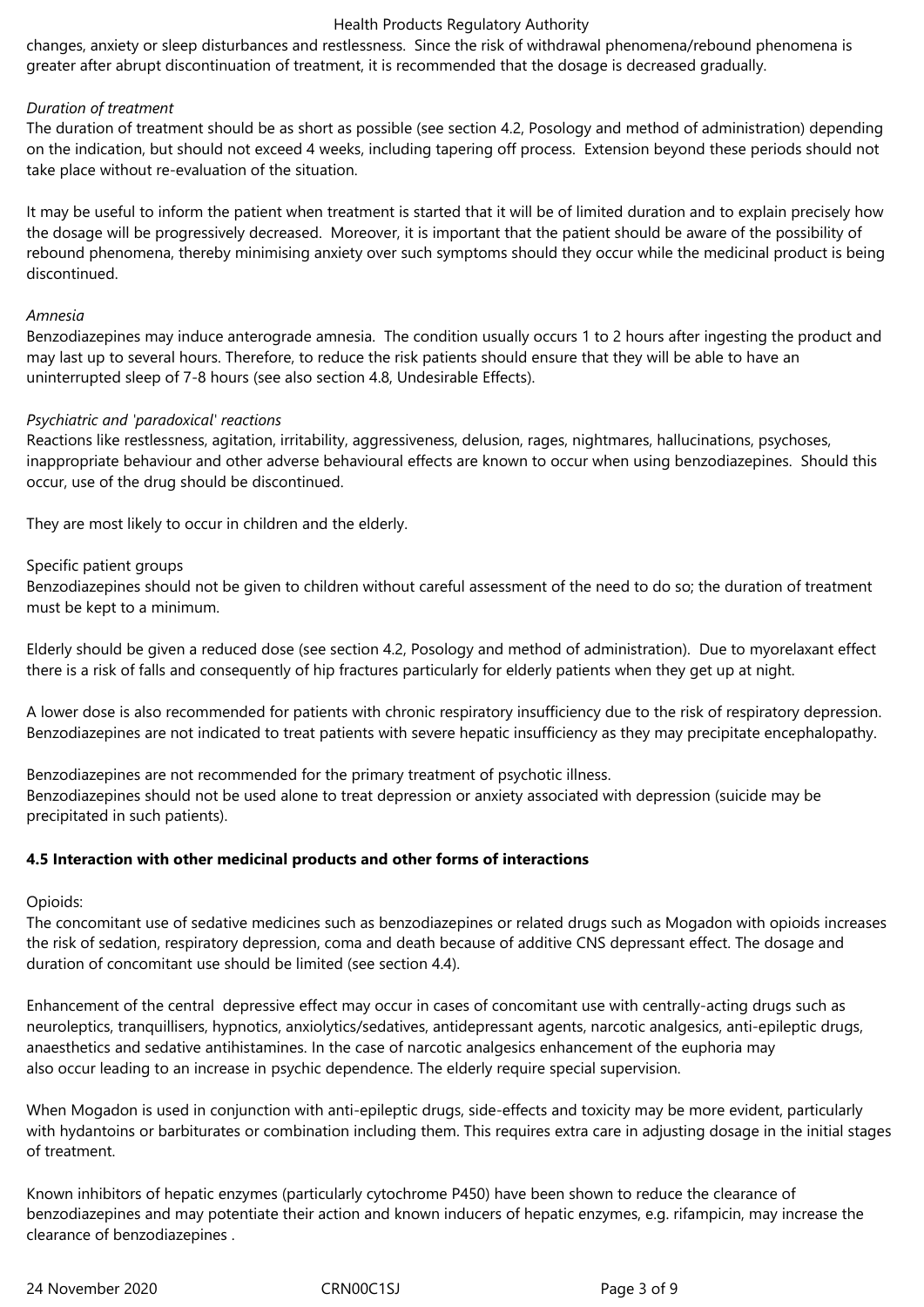changes, anxiety or sleep disturbances and restlessness. Since the risk of withdrawal phenomena/rebound phenomena is greater after abrupt discontinuation of treatment, it is recommended that the dosage is decreased gradually.

*Duration of treatment*

The duration of treatment should be as short as possible (see section 4.2, Posology and method of administration) depending on the indication, but should not exceed 4 weeks, including tapering off process. Extension beyond these periods should not take place without re-evaluation of the situation.

It may be useful to inform the patient when treatment is started that it will be of limited duration and to explain precisely how the dosage will be progressively decreased. Moreover, it is important that the patient should be aware of the possibility of rebound phenomena, thereby minimising anxiety over such symptoms should they occur while the medicinal product is being discontinued.

*Amnesia*

Benzodiazepines may induce anterograde amnesia. The condition usually occurs 1 to 2 hours after ingesting the product and may last up to several hours. Therefore, to reduce the risk patients should ensure that they will be able to have an uninterrupted sleep of 7-8 hours (see also section 4.8, Undesirable Effects).

*Psychiatric and 'paradoxical' reactions*

Reactions like restlessness, agitation, irritability, aggressiveness, delusion, rages, nightmares, hallucinations, psychoses, inappropriate behaviour and other adverse behavioural effects are known to occur when using benzodiazepines. Should this occur, use of the drug should be discontinued.

They are most likely to occur in children and the elderly.

Specific patient groups

Benzodiazepines should not be given to children without careful assessment of the need to do so; the duration of treatment must be kept to a minimum.

Elderly should be given a reduced dose (see section 4.2, Posology and method of administration). Due to myorelaxant effect there is a risk of falls and consequently of hip fractures particularly for elderly patients when they get up at night.

A lower dose is also recommended for patients with chronic respiratory insufficiency due to the risk of respiratory depression. Benzodiazepines are not indicated to treat patients with severe hepatic insufficiency as they may precipitate encephalopathy.

Benzodiazepines are not recommended for the primary treatment of psychotic illness.
Benzodiazepines should not be used alone to treat depression or anxiety associated with depression (suicide may be precipitated in such patients).

**4.5 Interaction with other medicinal products and other forms of interactions**

Opioids:

The concomitant use of sedative medicines such as benzodiazepines or related drugs such as Mogadon with opioids increases the risk of sedation, respiratory depression, coma and death because of additive CNS depressant effect. The dosage and duration of concomitant use should be limited (see section 4.4).

Enhancement of the central depressive effect may occur in cases of concomitant use with centrally-acting drugs such as neuroleptics, tranquillisers, hypnotics, anxiolytics/sedatives, antidepressant agents, narcotic analgesics, anti-epileptic drugs, anaesthetics and sedative antihistamines. In the case of narcotic analgesics enhancement of the euphoria may also occur leading to an increase in psychic dependence. The elderly require special supervision.

When Mogadon is used in conjunction with anti-epileptic drugs, side-effects and toxicity may be more evident, particularly with hydantoins or barbiturates or combination including them. This requires extra care in adjusting dosage in the initial stages of treatment.

Known inhibitors of hepatic enzymes (particularly cytochrome P450) have been shown to reduce the clearance of benzodiazepines and may potentiate their action and known inducers of hepatic enzymes, e.g. rifampicin, may increase the clearance of benzodiazepines .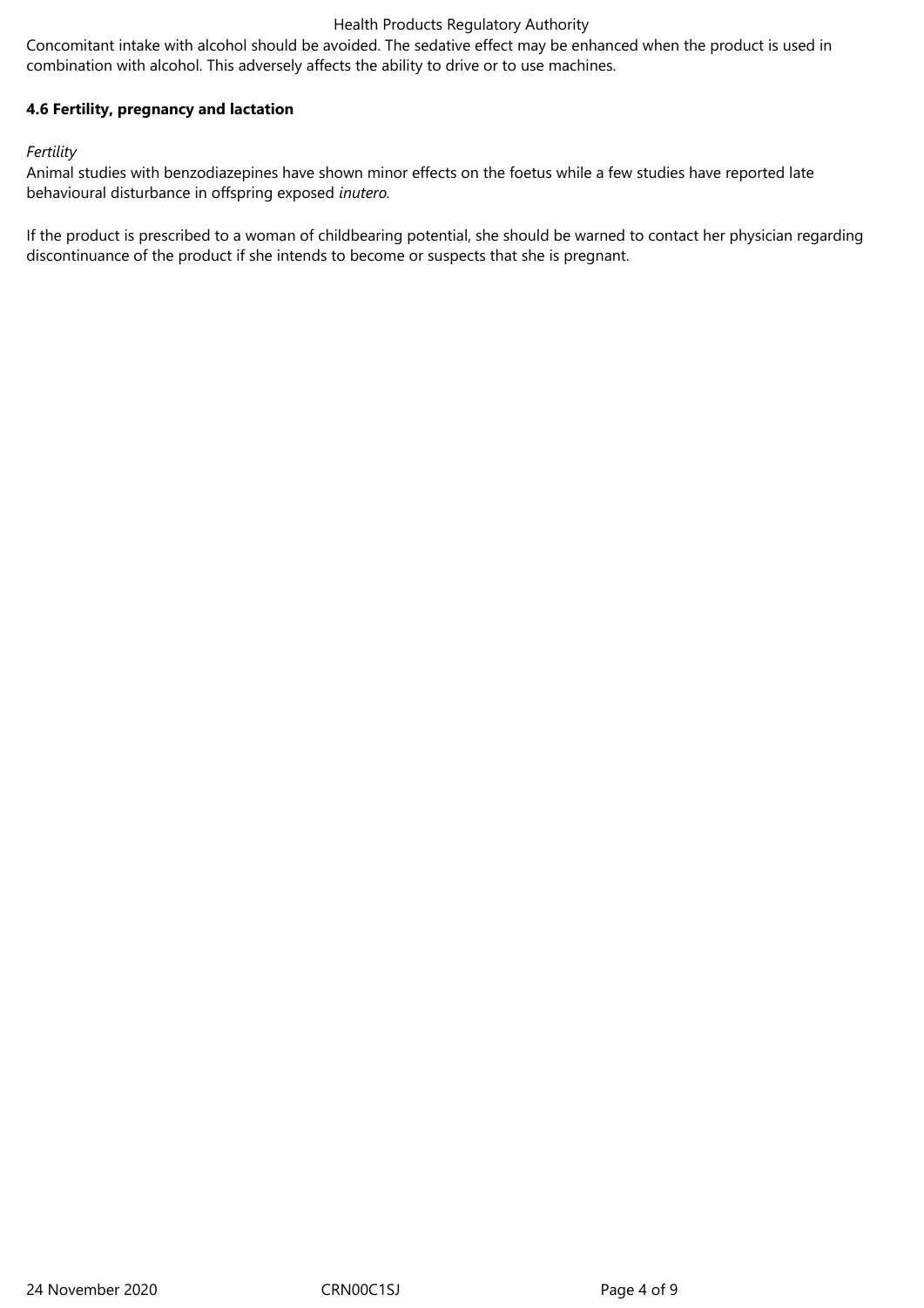Concomitant intake with alcohol should be avoided. The sedative effect may be enhanced when the product is used in combination with alcohol. This adversely affects the ability to drive or to use machines.

**4.6 Fertility, pregnancy and lactation**

*Fertility*

Animal studies with benzodiazepines have shown minor effects on the foetus while a few studies have reported late behavioural disturbance in offspring exposed *inutero.*

If the product is prescribed to a woman of childbearing potential, she should be warned to contact her physician regarding discontinuance of the product if she intends to become or suspects that she is pregnant.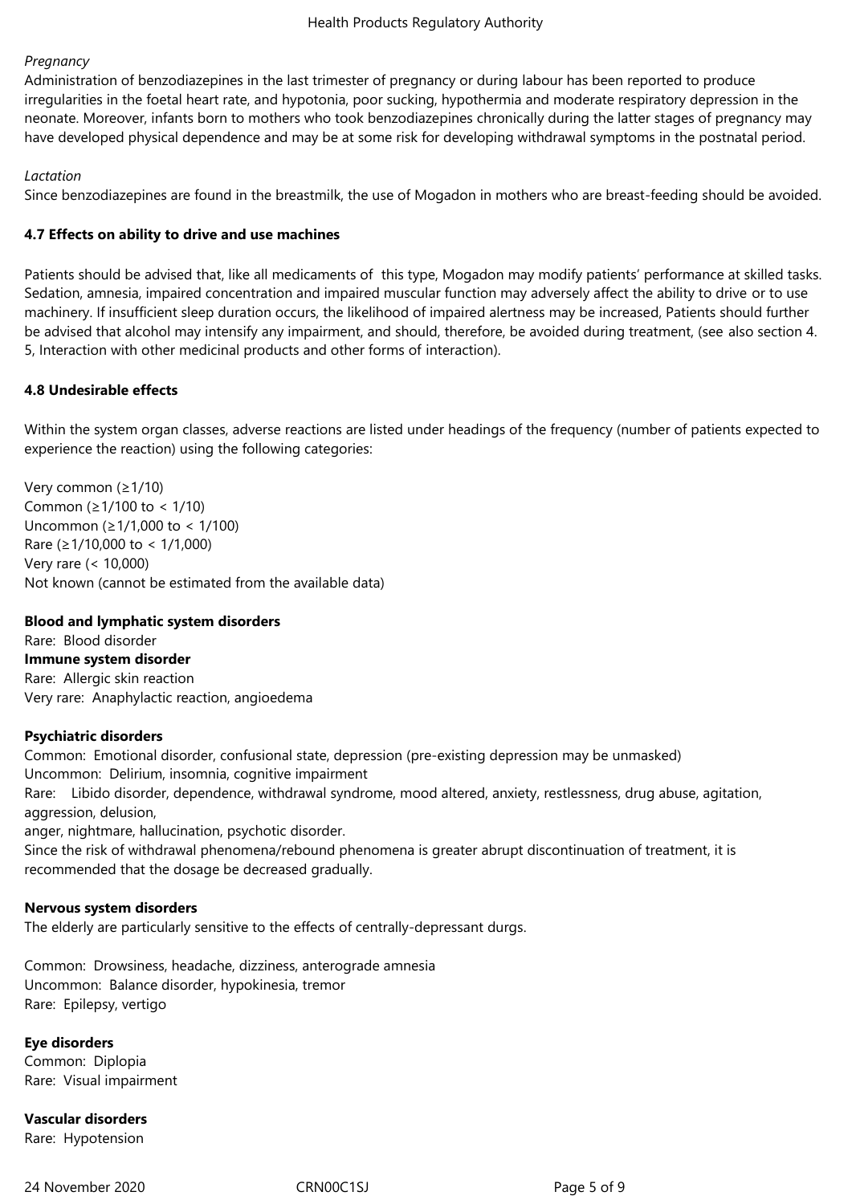*Pregnancy*

Administration of benzodiazepines in the last trimester of pregnancy or during labour has been reported to produce irregularities in the foetal heart rate, and hypotonia, poor sucking, hypothermia and moderate respiratory depression in the neonate. Moreover, infants born to mothers who took benzodiazepines chronically during the latter stages of pregnancy may have developed physical dependence and may be at some risk for developing withdrawal symptoms in the postnatal period.

*Lactation*

Since benzodiazepines are found in the breastmilk, the use of Mogadon in mothers who are breast-feeding should be avoided.

**4.7 Effects on ability to drive and use machines**

Patients should be advised that, like all medicaments of this type, Mogadon may modify patients' performance at skilled tasks. Sedation, amnesia, impaired concentration and impaired muscular function may adversely affect the ability to drive or to use machinery. If insufficient sleep duration occurs, the likelihood of impaired alertness may be increased, Patients should further be advised that alcohol may intensify any impairment, and should, therefore, be avoided during treatment, (see also section 4. 5, Interaction with other medicinal products and other forms of interaction).

**4.8 Undesirable effects**

Within the system organ classes, adverse reactions are listed under headings of the frequency (number of patients expected to experience the reaction) using the following categories:

Very common (≥1/10)
Common (≥1/100 to < 1/10)
Uncommon (≥1/1,000 to < 1/100)
Rare (≥1/10,000 to < 1/1,000)
Very rare (< 10,000)
Not known (cannot be estimated from the available data)

**Blood and lymphatic system disorders**
Rare: Blood disorder
**Immune system disorder**
Rare: Allergic skin reaction
Very rare: Anaphylactic reaction, angioedema

**Psychiatric disorders**
Common: Emotional disorder, confusional state, depression (pre-existing depression may be unmasked)
Uncommon: Delirium, insomnia, cognitive impairment
Rare: Libido disorder, dependence, withdrawal syndrome, mood altered, anxiety, restlessness, drug abuse, agitation, aggression, delusion,
anger, nightmare, hallucination, psychotic disorder.
Since the risk of withdrawal phenomena/rebound phenomena is greater abrupt discontinuation of treatment, it is recommended that the dosage be decreased gradually.

**Nervous system disorders**
The elderly are particularly sensitive to the effects of centrally-depressant durgs.

Common: Drowsiness, headache, dizziness, anterograde amnesia
Uncommon: Balance disorder, hypokinesia, tremor
Rare: Epilepsy, vertigo

**Eye disorders**
Common: Diplopia
Rare: Visual impairment

**Vascular disorders**
Rare: Hypotension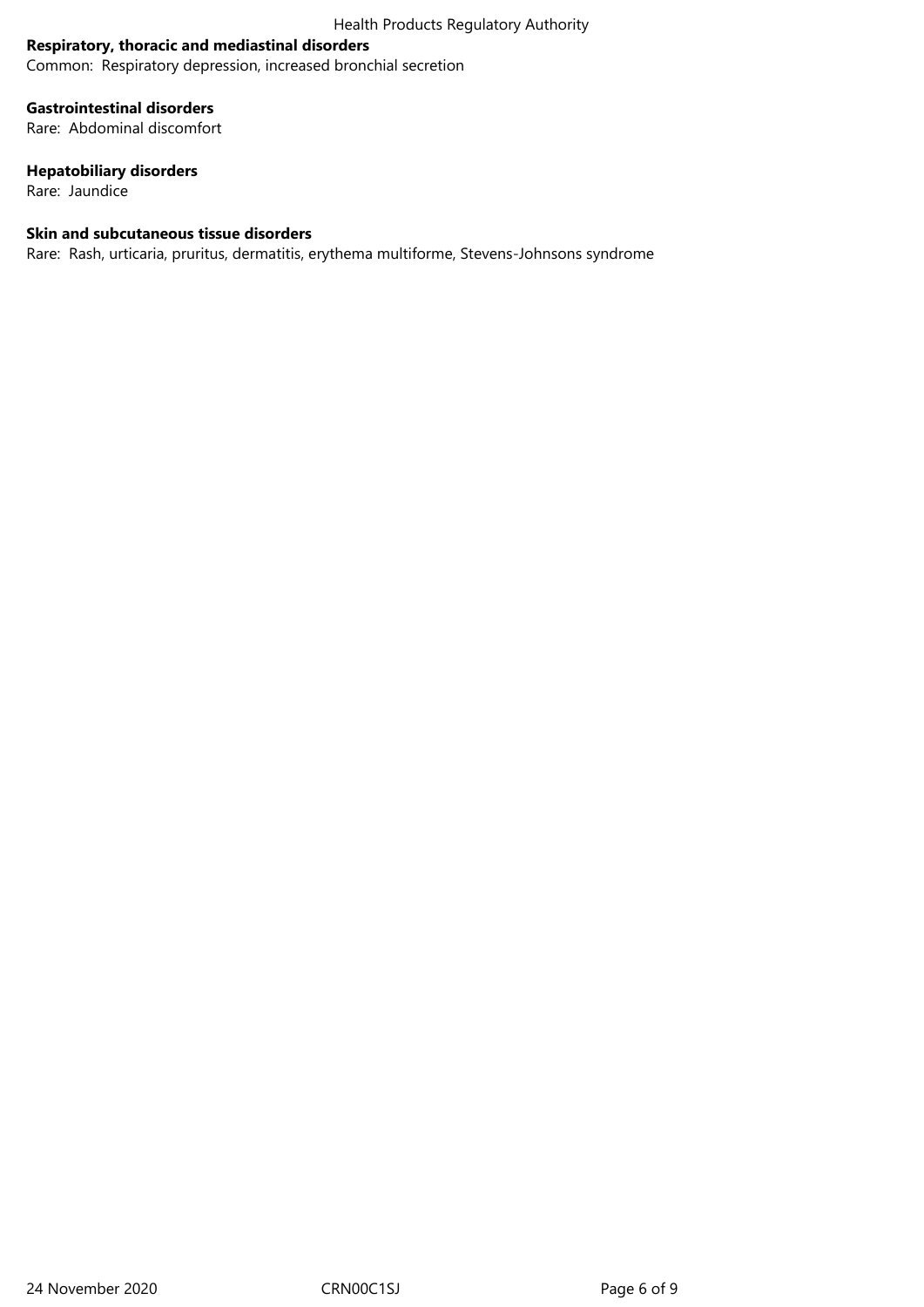**Respiratory, thoracic and mediastinal disorders**
Common: Respiratory depression, increased bronchial secretion

**Gastrointestinal disorders**
Rare: Abdominal discomfort

**Hepatobiliary disorders**
Rare: Jaundice

**Skin and subcutaneous tissue disorders**
Rare: Rash, urticaria, pruritus, dermatitis, erythema multiforme, Stevens-Johnsons syndrome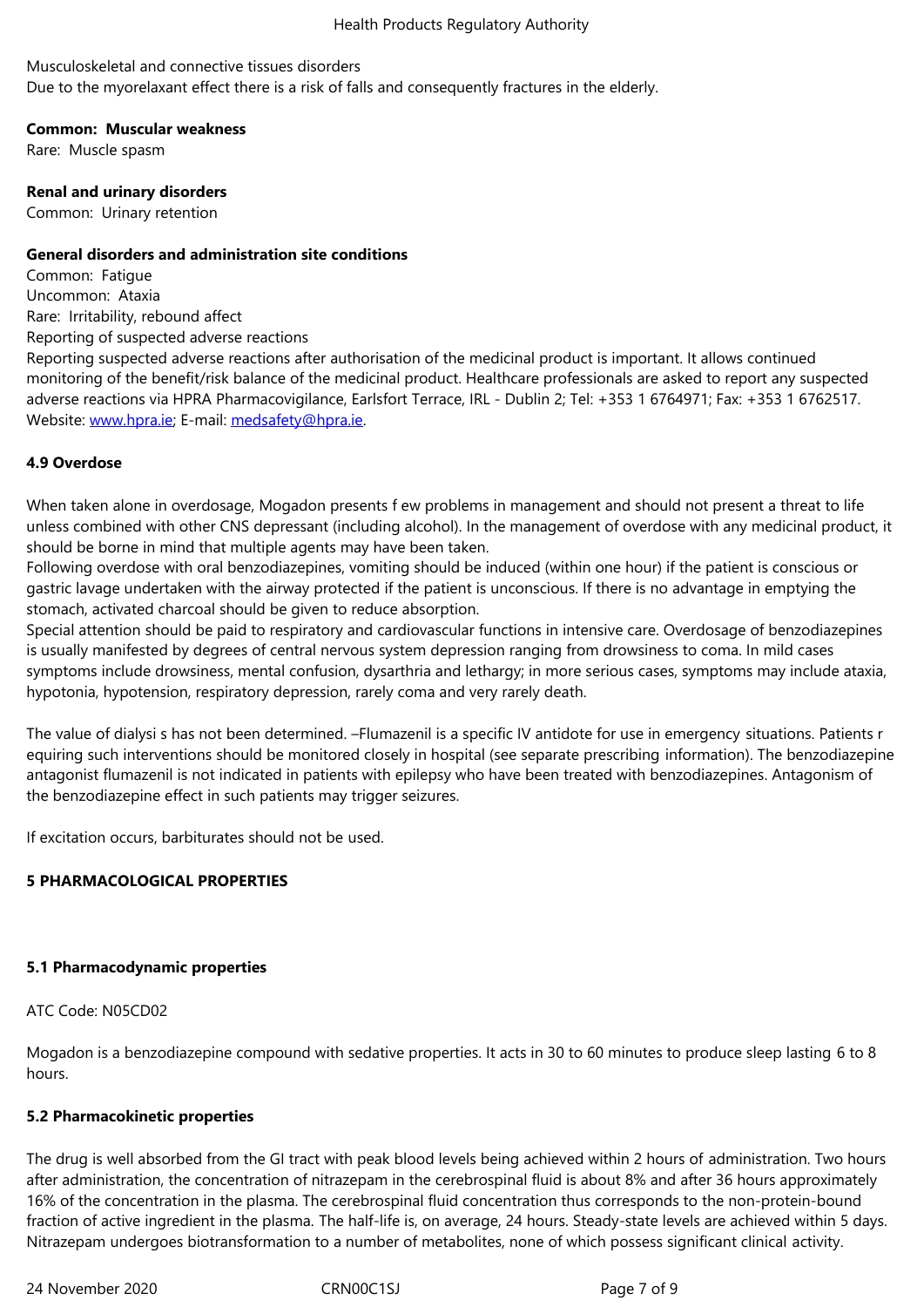Musculoskeletal and connective tissues disorders
Due to the myorelaxant effect there is a risk of falls and consequently fractures in the elderly.

**Common: Muscular weakness**
Rare: Muscle spasm

**Renal and urinary disorders**
Common: Urinary retention

**General disorders and administration site conditions**
Common: Fatigue
Uncommon: Ataxia
Rare: Irritability, rebound affect
Reporting of suspected adverse reactions
Reporting suspected adverse reactions after authorisation of the medicinal product is important. It allows continued monitoring of the benefit/risk balance of the medicinal product. Healthcare professionals are asked to report any suspected adverse reactions via HPRA Pharmacovigilance, Earlsfort Terrace, IRL - Dublin 2; Tel: +353 1 6764971; Fax: +353 1 6762517. Website: www.hpra.ie; E-mail: medsafety@hpra.ie.

### 4.9 Overdose

When taken alone in overdosage, Mogadon presents f ew problems in management and should not present a threat to life unless combined with other CNS depressant (including alcohol). In the management of overdose with any medicinal product, it should be borne in mind that multiple agents may have been taken.
Following overdose with oral benzodiazepines, vomiting should be induced (within one hour) if the patient is conscious or gastric lavage undertaken with the airway protected if the patient is unconscious. If there is no advantage in emptying the stomach, activated charcoal should be given to reduce absorption.
Special attention should be paid to respiratory and cardiovascular functions in intensive care. Overdosage of benzodiazepines is usually manifested by degrees of central nervous system depression ranging from drowsiness to coma. In mild cases symptoms include drowsiness, mental confusion, dysarthria and lethargy; in more serious cases, symptoms may include ataxia, hypotonia, hypotension, respiratory depression, rarely coma and very rarely death.

The value of dialysi s has not been determined. –Flumazenil is a specific IV antidote for use in emergency situations. Patients r equiring such interventions should be monitored closely in hospital (see separate prescribing information). The benzodiazepine antagonist flumazenil is not indicated in patients with epilepsy who have been treated with benzodiazepines. Antagonism of the benzodiazepine effect in such patients may trigger seizures.

If excitation occurs, barbiturates should not be used.

## 5 PHARMACOLOGICAL PROPERTIES

### 5.1 Pharmacodynamic properties

ATC Code: N05CD02

Mogadon is a benzodiazepine compound with sedative properties. It acts in 30 to 60 minutes to produce sleep lasting 6 to 8 hours.

### 5.2 Pharmacokinetic properties

The drug is well absorbed from the GI tract with peak blood levels being achieved within 2 hours of administration. Two hours after administration, the concentration of nitrazepam in the cerebrospinal fluid is about 8% and after 36 hours approximately 16% of the concentration in the plasma. The cerebrospinal fluid concentration thus corresponds to the non-protein-bound fraction of active ingredient in the plasma. The half-life is, on average, 24 hours. Steady-state levels are achieved within 5 days. Nitrazepam undergoes biotransformation to a number of metabolites, none of which possess significant clinical activity.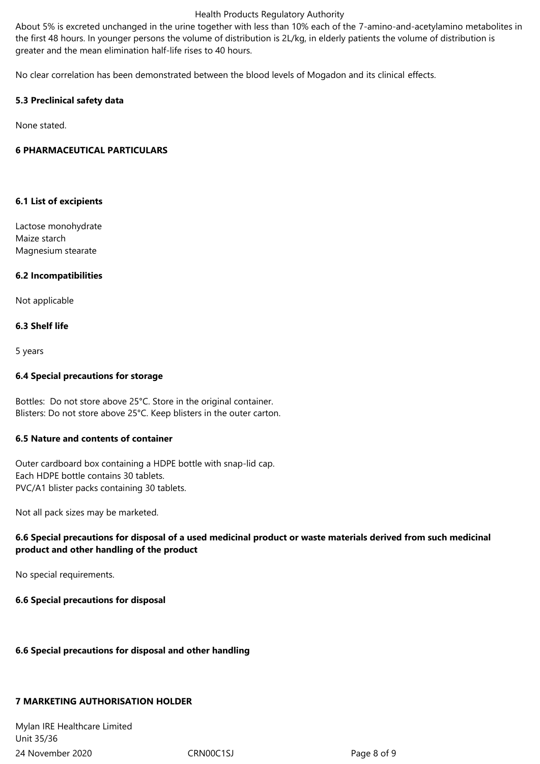About 5% is excreted unchanged in the urine together with less than 10% each of the 7-amino-and-acetylamino metabolites in the first 48 hours. In younger persons the volume of distribution is 2L/kg, in elderly patients the volume of distribution is greater and the mean elimination half-life rises to 40 hours.

No clear correlation has been demonstrated between the blood levels of Mogadon and its clinical effects.

**5.3 Preclinical safety data**

None stated.

**6 PHARMACEUTICAL PARTICULARS**

**6.1 List of excipients**

Lactose monohydrate
Maize starch
Magnesium stearate

**6.2 Incompatibilities**

Not applicable

**6.3 Shelf life**

5 years

**6.4 Special precautions for storage**

Bottles: Do not store above 25°C. Store in the original container.
Blisters: Do not store above 25°C. Keep blisters in the outer carton.

**6.5 Nature and contents of container**

Outer cardboard box containing a HDPE bottle with snap-lid cap.
Each HDPE bottle contains 30 tablets.
PVC/A1 blister packs containing 30 tablets.

Not all pack sizes may be marketed.

**6.6 Special precautions for disposal of a used medicinal product or waste materials derived from such medicinal product and other handling of the product**

No special requirements.

**6.6 Special precautions for disposal**

**6.6 Special precautions for disposal and other handling**

**7 MARKETING AUTHORISATION HOLDER**

Mylan IRE Healthcare Limited
Unit 35/36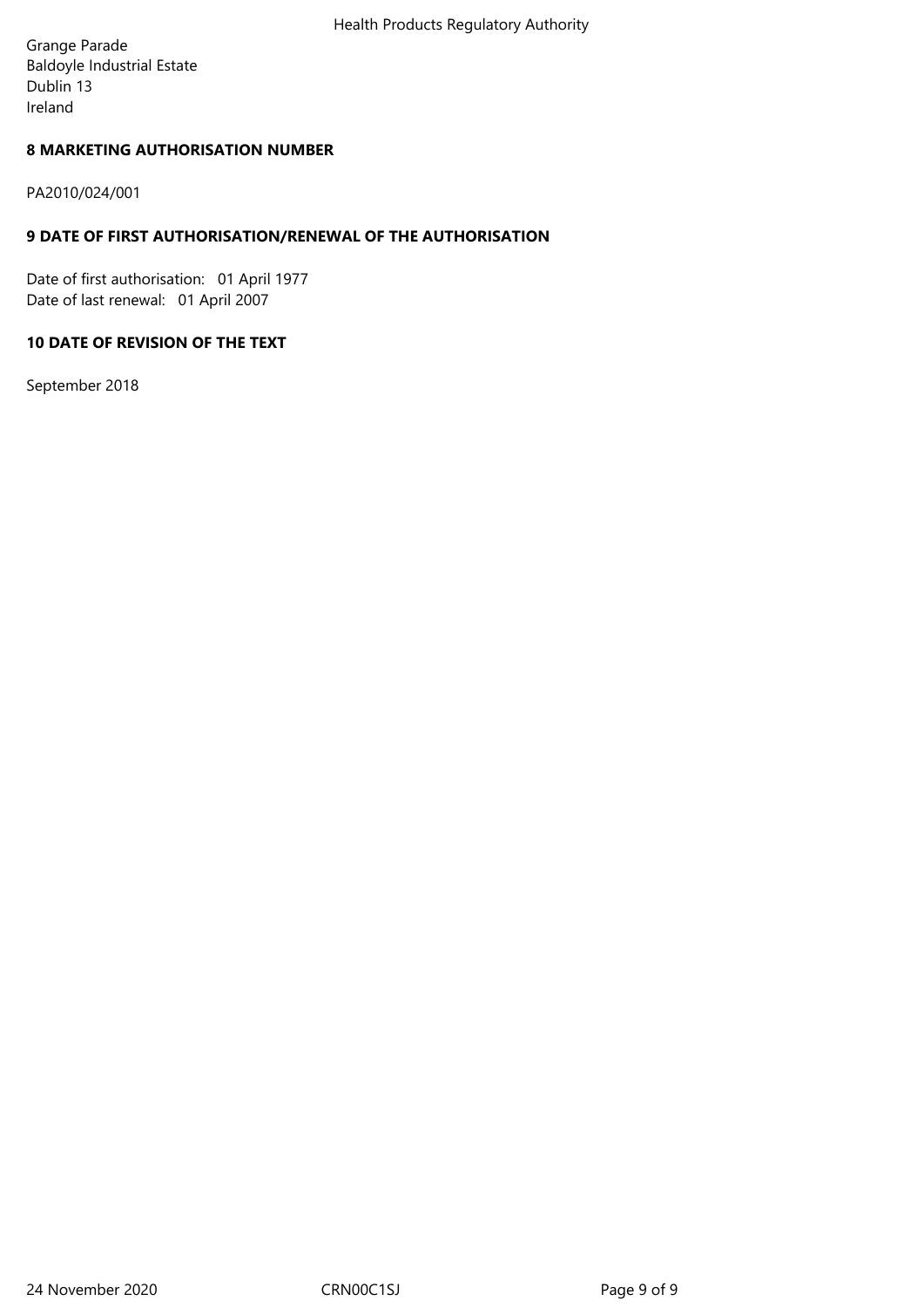Grange Parade
Baldoyle Industrial Estate
Dublin 13
Ireland

## 8 MARKETING AUTHORISATION NUMBER

PA2010/024/001

## 9 DATE OF FIRST AUTHORISATION/RENEWAL OF THE AUTHORISATION

Date of first authorisation: 01 April 1977
Date of last renewal: 01 April 2007

## 10 DATE OF REVISION OF THE TEXT

September 2018